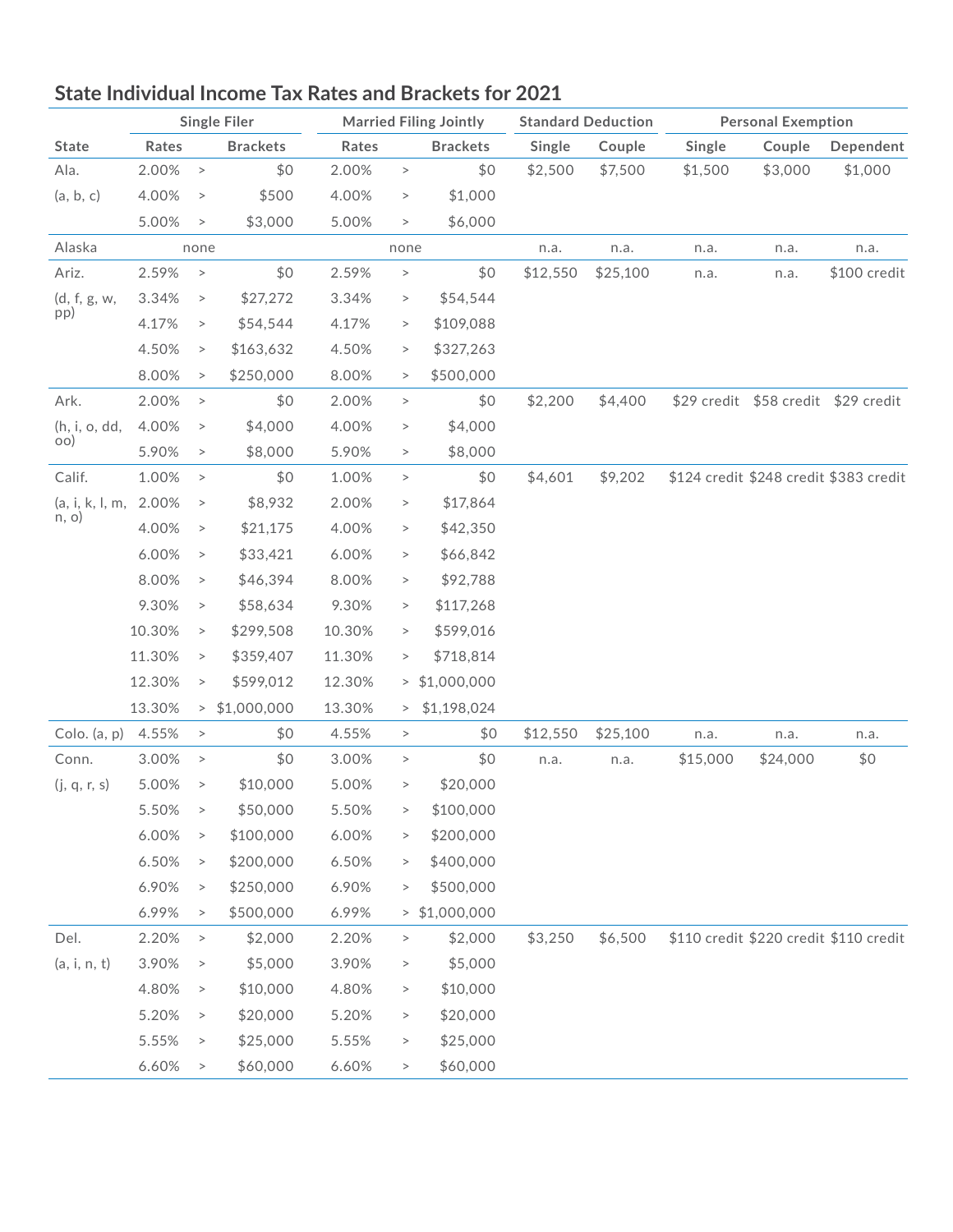## State Individual Income Tax Rates and Brackets for 2021

| | Single Filer | | | Married Filing Jointly | | | Standard Deduction | | Personal Exemption | | |
|---|---|---|---|---|---|---|---|---|---|---|---|
| State | Rates | | Brackets | Rates | | Brackets | Single | Couple | Single | Couple | Dependent |
| Ala. | 2.00% | > | $0 | 2.00% | > | $0 | $2,500 | $7,500 | $1,500 | $3,000 | $1,000 |
| (a, b, c) | 4.00% | > | $500 | 4.00% | > | $1,000 | | | | | |
| | 5.00% | > | $3,000 | 5.00% | > | $6,000 | | | | | |
| Alaska | none | | | none | | | n.a. | n.a. | n.a. | n.a. | n.a. |
| Ariz. | 2.59% | > | $0 | 2.59% | > | $0 | $12,550 | $25,100 | n.a. | n.a. | $100 credit |
| (d, f, g, w, pp) | 3.34% | > | $27,272 | 3.34% | > | $54,544 | | | | | |
| | 4.17% | > | $54,544 | 4.17% | > | $109,088 | | | | | |
| | 4.50% | > | $163,632 | 4.50% | > | $327,263 | | | | | |
| | 8.00% | > | $250,000 | 8.00% | > | $500,000 | | | | | |
| Ark. | 2.00% | > | $0 | 2.00% | > | $0 | $2,200 | $4,400 | $29 credit | $58 credit | $29 credit |
| (h, i, o, dd, oo) | 4.00% | > | $4,000 | 4.00% | > | $4,000 | | | | | |
| | 5.90% | > | $8,000 | 5.90% | > | $8,000 | | | | | |
| Calif. | 1.00% | > | $0 | 1.00% | > | $0 | $4,601 | $9,202 | $124 credit | $248 credit | $383 credit |
| (a, i, k, l, m, n, o) | 2.00% | > | $8,932 | 2.00% | > | $17,864 | | | | | |
| | 4.00% | > | $21,175 | 4.00% | > | $42,350 | | | | | |
| | 6.00% | > | $33,421 | 6.00% | > | $66,842 | | | | | |
| | 8.00% | > | $46,394 | 8.00% | > | $92,788 | | | | | |
| | 9.30% | > | $58,634 | 9.30% | > | $117,268 | | | | | |
| | 10.30% | > | $299,508 | 10.30% | > | $599,016 | | | | | |
| | 11.30% | > | $359,407 | 11.30% | > | $718,814 | | | | | |
| | 12.30% | > | $599,012 | 12.30% | > | $1,000,000 | | | | | |
| | 13.30% | > | $1,000,000 | 13.30% | > | $1,198,024 | | | | | |
| Colo. (a, p) | 4.55% | > | $0 | 4.55% | > | $0 | $12,550 | $25,100 | n.a. | n.a. | n.a. |
| Conn. | 3.00% | > | $0 | 3.00% | > | $0 | n.a. | n.a. | $15,000 | $24,000 | $0 |
| (j, q, r, s) | 5.00% | > | $10,000 | 5.00% | > | $20,000 | | | | | |
| | 5.50% | > | $50,000 | 5.50% | > | $100,000 | | | | | |
| | 6.00% | > | $100,000 | 6.00% | > | $200,000 | | | | | |
| | 6.50% | > | $200,000 | 6.50% | > | $400,000 | | | | | |
| | 6.90% | > | $250,000 | 6.90% | > | $500,000 | | | | | |
| | 6.99% | > | $500,000 | 6.99% | > | $1,000,000 | | | | | |
| Del. | 2.20% | > | $2,000 | 2.20% | > | $2,000 | $3,250 | $6,500 | $110 credit | $220 credit | $110 credit |
| (a, i, n, t) | 3.90% | > | $5,000 | 3.90% | > | $5,000 | | | | | |
| | 4.80% | > | $10,000 | 4.80% | > | $10,000 | | | | | |
| | 5.20% | > | $20,000 | 5.20% | > | $20,000 | | | | | |
| | 5.55% | > | $25,000 | 5.55% | > | $25,000 | | | | | |
| | 6.60% | > | $60,000 | 6.60% | > | $60,000 | | | | | |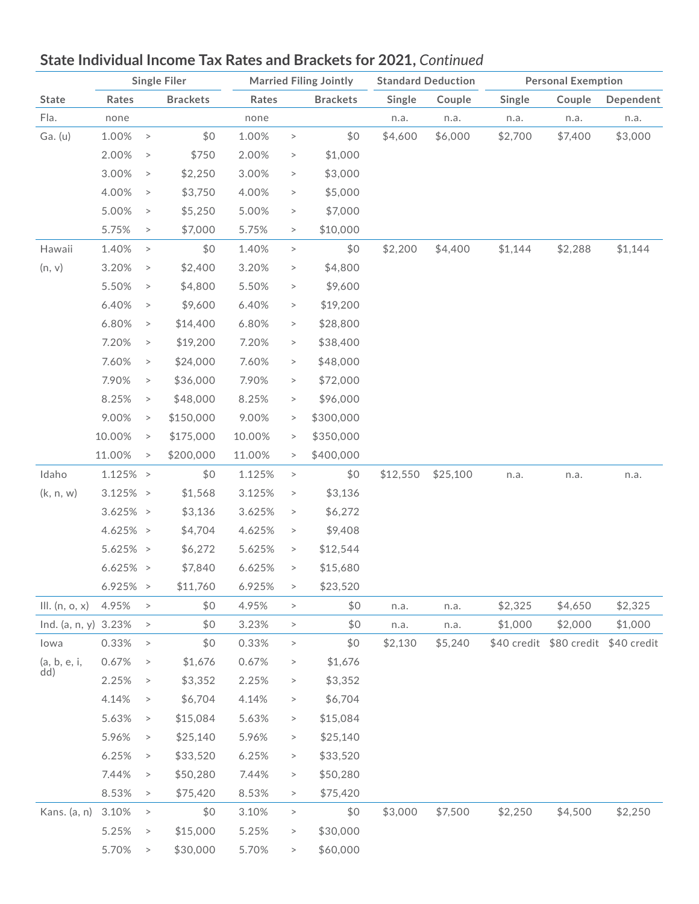## State Individual Income Tax Rates and Brackets for 2021, *Continued*

| State | Single Filer | | | Married Filing Jointly | | | Standard Deduction | | Personal Exemption | | |
|---|---|---|---|---|---|---|---|---|---|---|---|
| | Rates | | Brackets | Rates | | Brackets | Single | Couple | Single | Couple | Dependent |
| Fla. | none | | | none | | | n.a. | n.a. | n.a. | n.a. | n.a. |
| Ga. (u) | 1.00% | > | $0 | 1.00% | > | $0 | $4,600 | $6,000 | $2,700 | $7,400 | $3,000 |
| | 2.00% | > | $750 | 2.00% | > | $1,000 | | | | | |
| | 3.00% | > | $2,250 | 3.00% | > | $3,000 | | | | | |
| | 4.00% | > | $3,750 | 4.00% | > | $5,000 | | | | | |
| | 5.00% | > | $5,250 | 5.00% | > | $7,000 | | | | | |
| | 5.75% | > | $7,000 | 5.75% | > | $10,000 | | | | | |
| Hawaii | 1.40% | > | $0 | 1.40% | > | $0 | $2,200 | $4,400 | $1,144 | $2,288 | $1,144 |
| (n, v) | 3.20% | > | $2,400 | 3.20% | > | $4,800 | | | | | |
| | 5.50% | > | $4,800 | 5.50% | > | $9,600 | | | | | |
| | 6.40% | > | $9,600 | 6.40% | > | $19,200 | | | | | |
| | 6.80% | > | $14,400 | 6.80% | > | $28,800 | | | | | |
| | 7.20% | > | $19,200 | 7.20% | > | $38,400 | | | | | |
| | 7.60% | > | $24,000 | 7.60% | > | $48,000 | | | | | |
| | 7.90% | > | $36,000 | 7.90% | > | $72,000 | | | | | |
| | 8.25% | > | $48,000 | 8.25% | > | $96,000 | | | | | |
| | 9.00% | > | $150,000 | 9.00% | > | $300,000 | | | | | |
| | 10.00% | > | $175,000 | 10.00% | > | $350,000 | | | | | |
| | 11.00% | > | $200,000 | 11.00% | > | $400,000 | | | | | |
| Idaho | 1.125% | > | $0 | 1.125% | > | $0 | $12,550 | $25,100 | n.a. | n.a. | n.a. |
| (k, n, w) | 3.125% | > | $1,568 | 3.125% | > | $3,136 | | | | | |
| | 3.625% | > | $3,136 | 3.625% | > | $6,272 | | | | | |
| | 4.625% | > | $4,704 | 4.625% | > | $9,408 | | | | | |
| | 5.625% | > | $6,272 | 5.625% | > | $12,544 | | | | | |
| | 6.625% | > | $7,840 | 6.625% | > | $15,680 | | | | | |
| | 6.925% | > | $11,760 | 6.925% | > | $23,520 | | | | | |
| Ill. (n, o, x) | 4.95% | > | $0 | 4.95% | > | $0 | n.a. | n.a. | $2,325 | $4,650 | $2,325 |
| Ind. (a, n, y) | 3.23% | > | $0 | 3.23% | > | $0 | n.a. | n.a. | $1,000 | $2,000 | $1,000 |
| Iowa | 0.33% | > | $0 | 0.33% | > | $0 | $2,130 | $5,240 | $40 credit | $80 credit | $40 credit |
| (a, b, e, i, dd) | 0.67% | > | $1,676 | 0.67% | > | $1,676 | | | | | |
| | 2.25% | > | $3,352 | 2.25% | > | $3,352 | | | | | |
| | 4.14% | > | $6,704 | 4.14% | > | $6,704 | | | | | |
| | 5.63% | > | $15,084 | 5.63% | > | $15,084 | | | | | |
| | 5.96% | > | $25,140 | 5.96% | > | $25,140 | | | | | |
| | 6.25% | > | $33,520 | 6.25% | > | $33,520 | | | | | |
| | 7.44% | > | $50,280 | 7.44% | > | $50,280 | | | | | |
| | 8.53% | > | $75,420 | 8.53% | > | $75,420 | | | | | |
| Kans. (a, n) | 3.10% | > | $0 | 3.10% | > | $0 | $3,000 | $7,500 | $2,250 | $4,500 | $2,250 |
| | 5.25% | > | $15,000 | 5.25% | > | $30,000 | | | | | |
| | 5.70% | > | $30,000 | 5.70% | > | $60,000 | | | | | |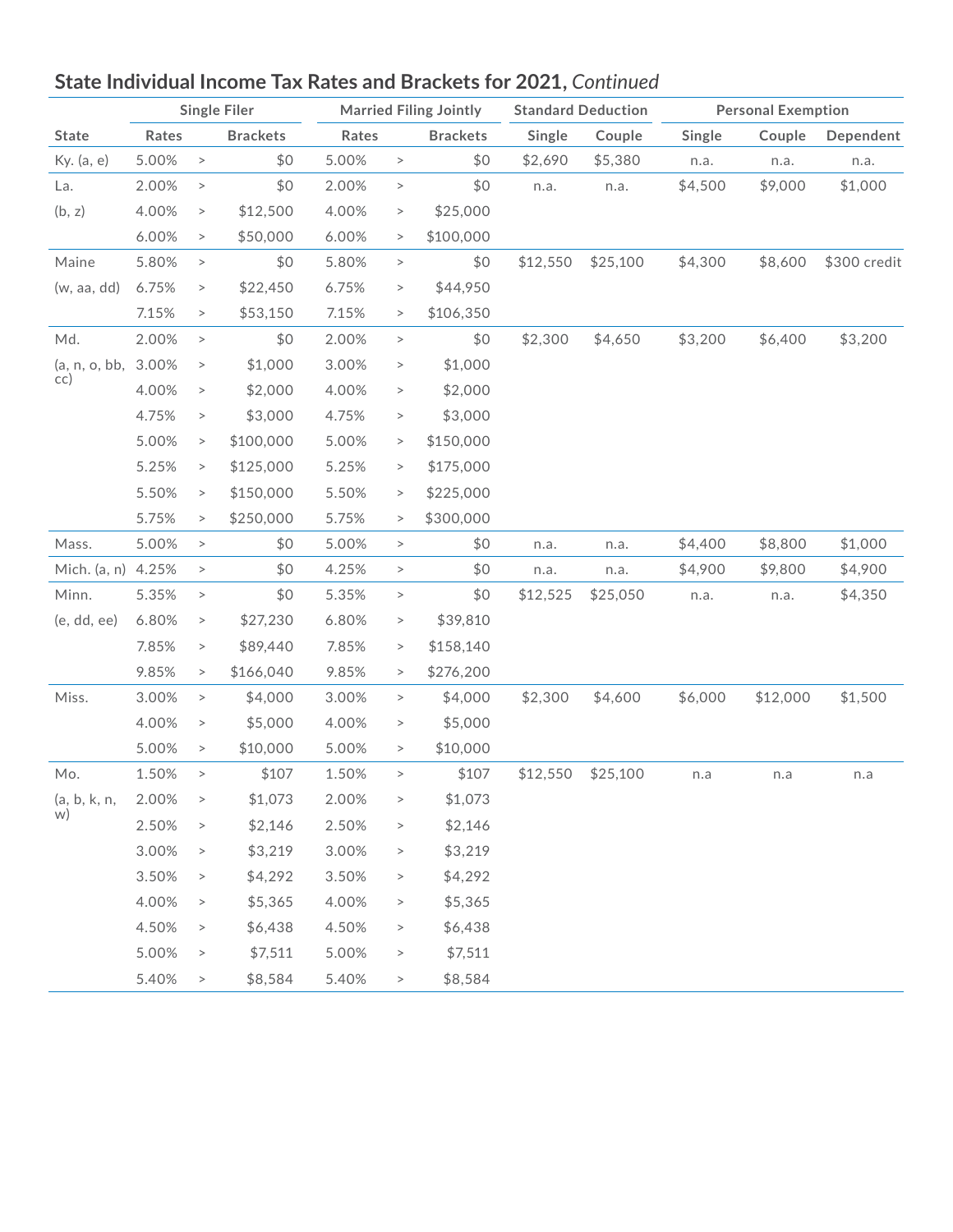## State Individual Income Tax Rates and Brackets for 2021, *Continued*

| State | Single Filer | | | Married Filing Jointly | | | Standard Deduction | | Personal Exemption | | |
|---|---|---|---|---|---|---|---|---|---|---|---|
| | Rates | | Brackets | Rates | | Brackets | Single | Couple | Single | Couple | Dependent |
| Ky. (a, e) | 5.00% | > | $0 | 5.00% | > | $0 | $2,690 | $5,380 | n.a. | n.a. | n.a. |
| La. | 2.00% | > | $0 | 2.00% | > | $0 | n.a. | n.a. | $4,500 | $9,000 | $1,000 |
| (b, z) | 4.00% | > | $12,500 | 4.00% | > | $25,000 | | | | | |
| | 6.00% | > | $50,000 | 6.00% | > | $100,000 | | | | | |
| Maine | 5.80% | > | $0 | 5.80% | > | $0 | $12,550 | $25,100 | $4,300 | $8,600 | $300 credit |
| (w, aa, dd) | 6.75% | > | $22,450 | 6.75% | > | $44,950 | | | | | |
| | 7.15% | > | $53,150 | 7.15% | > | $106,350 | | | | | |
| Md. | 2.00% | > | $0 | 2.00% | > | $0 | $2,300 | $4,650 | $3,200 | $6,400 | $3,200 |
| (a, n, o, bb, cc) | 3.00% | > | $1,000 | 3.00% | > | $1,000 | | | | | |
| | 4.00% | > | $2,000 | 4.00% | > | $2,000 | | | | | |
| | 4.75% | > | $3,000 | 4.75% | > | $3,000 | | | | | |
| | 5.00% | > | $100,000 | 5.00% | > | $150,000 | | | | | |
| | 5.25% | > | $125,000 | 5.25% | > | $175,000 | | | | | |
| | 5.50% | > | $150,000 | 5.50% | > | $225,000 | | | | | |
| | 5.75% | > | $250,000 | 5.75% | > | $300,000 | | | | | |
| Mass. | 5.00% | > | $0 | 5.00% | > | $0 | n.a. | n.a. | $4,400 | $8,800 | $1,000 |
| Mich. (a, n) | 4.25% | > | $0 | 4.25% | > | $0 | n.a. | n.a. | $4,900 | $9,800 | $4,900 |
| Minn. | 5.35% | > | $0 | 5.35% | > | $0 | $12,525 | $25,050 | n.a. | n.a. | $4,350 |
| (e, dd, ee) | 6.80% | > | $27,230 | 6.80% | > | $39,810 | | | | | |
| | 7.85% | > | $89,440 | 7.85% | > | $158,140 | | | | | |
| | 9.85% | > | $166,040 | 9.85% | > | $276,200 | | | | | |
| Miss. | 3.00% | > | $4,000 | 3.00% | > | $4,000 | $2,300 | $4,600 | $6,000 | $12,000 | $1,500 |
| | 4.00% | > | $5,000 | 4.00% | > | $5,000 | | | | | |
| | 5.00% | > | $10,000 | 5.00% | > | $10,000 | | | | | |
| Mo. | 1.50% | > | $107 | 1.50% | > | $107 | $12,550 | $25,100 | n.a | n.a | n.a |
| (a, b, k, n, w) | 2.00% | > | $1,073 | 2.00% | > | $1,073 | | | | | |
| | 2.50% | > | $2,146 | 2.50% | > | $2,146 | | | | | |
| | 3.00% | > | $3,219 | 3.00% | > | $3,219 | | | | | |
| | 3.50% | > | $4,292 | 3.50% | > | $4,292 | | | | | |
| | 4.00% | > | $5,365 | 4.00% | > | $5,365 | | | | | |
| | 4.50% | > | $6,438 | 4.50% | > | $6,438 | | | | | |
| | 5.00% | > | $7,511 | 5.00% | > | $7,511 | | | | | |
| | 5.40% | > | $8,584 | 5.40% | > | $8,584 | | | | | |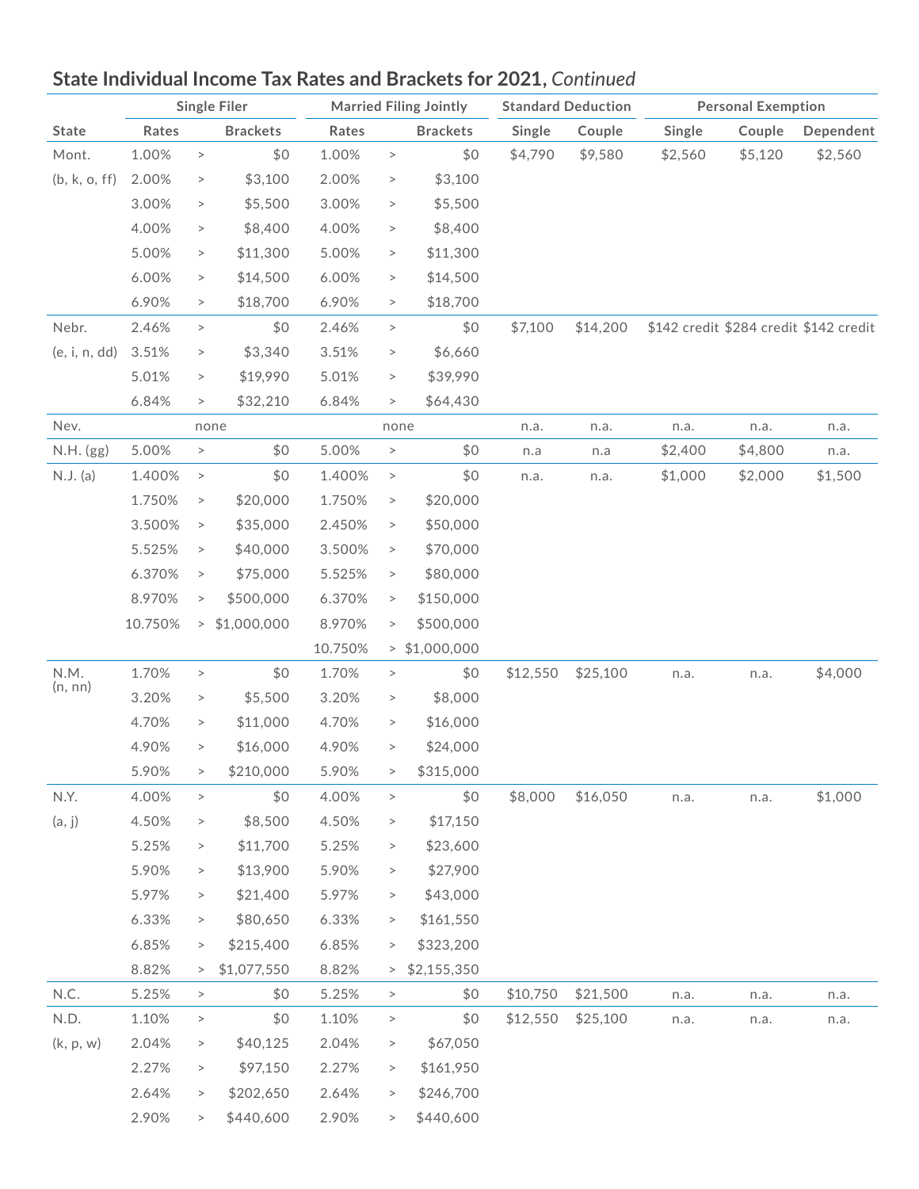## State Individual Income Tax Rates and Brackets for 2021, *Continued*

| State | Single Filer | | | Married Filing Jointly | | | Standard Deduction | | Personal Exemption | | |
|---|---|---|---|---|---|---|---|---|---|---|---|
| | Rates | | Brackets | Rates | | Brackets | Single | Couple | Single | Couple | Dependent |
| Mont. | 1.00% | > | $0 | 1.00% | > | $0 | $4,790 | $9,580 | $2,560 | $5,120 | $2,560 |
| (b, k, o, ff) | 2.00% | > | $3,100 | 2.00% | > | $3,100 | | | | | |
| | 3.00% | > | $5,500 | 3.00% | > | $5,500 | | | | | |
| | 4.00% | > | $8,400 | 4.00% | > | $8,400 | | | | | |
| | 5.00% | > | $11,300 | 5.00% | > | $11,300 | | | | | |
| | 6.00% | > | $14,500 | 6.00% | > | $14,500 | | | | | |
| | 6.90% | > | $18,700 | 6.90% | > | $18,700 | | | | | |
| Nebr. | 2.46% | > | $0 | 2.46% | > | $0 | $7,100 | $14,200 | $142 credit | $284 credit | $142 credit |
| (e, i, n, dd) | 3.51% | > | $3,340 | 3.51% | > | $6,660 | | | | | |
| | 5.01% | > | $19,990 | 5.01% | > | $39,990 | | | | | |
| | 6.84% | > | $32,210 | 6.84% | > | $64,430 | | | | | |
| Nev. | | none | | | none | | n.a. | n.a. | n.a. | n.a. | n.a. |
| N.H. (gg) | 5.00% | > | $0 | 5.00% | > | $0 | n.a | n.a | $2,400 | $4,800 | n.a. |
| N.J. (a) | 1.400% | > | $0 | 1.400% | > | $0 | n.a. | n.a. | $1,000 | $2,000 | $1,500 |
| | 1.750% | > | $20,000 | 1.750% | > | $20,000 | | | | | |
| | 3.500% | > | $35,000 | 2.450% | > | $50,000 | | | | | |
| | 5.525% | > | $40,000 | 3.500% | > | $70,000 | | | | | |
| | 6.370% | > | $75,000 | 5.525% | > | $80,000 | | | | | |
| | 8.970% | > | $500,000 | 6.370% | > | $150,000 | | | | | |
| | 10.750% | > | $1,000,000 | 8.970% | > | $500,000 | | | | | |
| | | | | 10.750% | > | $1,000,000 | | | | | |
| N.M. (n, nn) | 1.70% | > | $0 | 1.70% | > | $0 | $12,550 | $25,100 | n.a. | n.a. | $4,000 |
| | 3.20% | > | $5,500 | 3.20% | > | $8,000 | | | | | |
| | 4.70% | > | $11,000 | 4.70% | > | $16,000 | | | | | |
| | 4.90% | > | $16,000 | 4.90% | > | $24,000 | | | | | |
| | 5.90% | > | $210,000 | 5.90% | > | $315,000 | | | | | |
| N.Y. | 4.00% | > | $0 | 4.00% | > | $0 | $8,000 | $16,050 | n.a. | n.a. | $1,000 |
| (a, j) | 4.50% | > | $8,500 | 4.50% | > | $17,150 | | | | | |
| | 5.25% | > | $11,700 | 5.25% | > | $23,600 | | | | | |
| | 5.90% | > | $13,900 | 5.90% | > | $27,900 | | | | | |
| | 5.97% | > | $21,400 | 5.97% | > | $43,000 | | | | | |
| | 6.33% | > | $80,650 | 6.33% | > | $161,550 | | | | | |
| | 6.85% | > | $215,400 | 6.85% | > | $323,200 | | | | | |
| | 8.82% | > | $1,077,550 | 8.82% | > | $2,155,350 | | | | | |
| N.C. | 5.25% | > | $0 | 5.25% | > | $0 | $10,750 | $21,500 | n.a. | n.a. | n.a. |
| N.D. | 1.10% | > | $0 | 1.10% | > | $0 | $12,550 | $25,100 | n.a. | n.a. | n.a. |
| (k, p, w) | 2.04% | > | $40,125 | 2.04% | > | $67,050 | | | | | |
| | 2.27% | > | $97,150 | 2.27% | > | $161,950 | | | | | |
| | 2.64% | > | $202,650 | 2.64% | > | $246,700 | | | | | |
| | 2.90% | > | $440,600 | 2.90% | > | $440,600 | | | | | |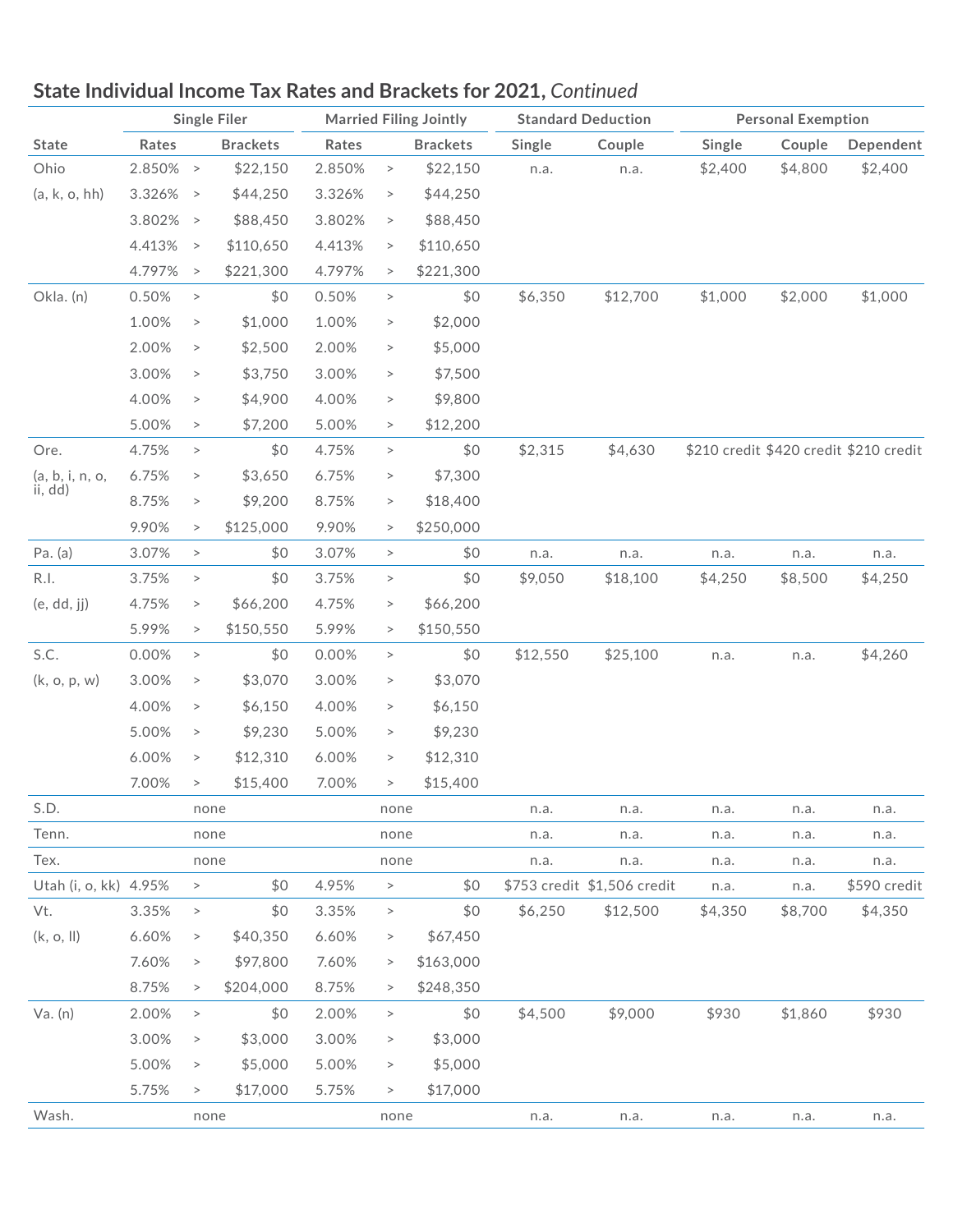## State Individual Income Tax Rates and Brackets for 2021, *Continued*

| | Single Filer | | | Married Filing Jointly | | | Standard Deduction | | Personal Exemption | | |
|---|---|---|---|---|---|---|---|---|---|---|---|
| State | Rates | | Brackets | Rates | | Brackets | Single | Couple | Single | Couple | Dependent |
| Ohio | 2.850% | > | $22,150 | 2.850% | > | $22,150 | n.a. | n.a. | $2,400 | $4,800 | $2,400 |
| (a, k, o, hh) | 3.326% | > | $44,250 | 3.326% | > | $44,250 | | | | | |
| | 3.802% | > | $88,450 | 3.802% | > | $88,450 | | | | | |
| | 4.413% | > | $110,650 | 4.413% | > | $110,650 | | | | | |
| | 4.797% | > | $221,300 | 4.797% | > | $221,300 | | | | | |
| Okla. (n) | 0.50% | > | $0 | 0.50% | > | $0 | $6,350 | $12,700 | $1,000 | $2,000 | $1,000 |
| | 1.00% | > | $1,000 | 1.00% | > | $2,000 | | | | | |
| | 2.00% | > | $2,500 | 2.00% | > | $5,000 | | | | | |
| | 3.00% | > | $3,750 | 3.00% | > | $7,500 | | | | | |
| | 4.00% | > | $4,900 | 4.00% | > | $9,800 | | | | | |
| | 5.00% | > | $7,200 | 5.00% | > | $12,200 | | | | | |
| Ore. | 4.75% | > | $0 | 4.75% | > | $0 | $2,315 | $4,630 | $210 credit | $420 credit | $210 credit |
| (a, b, i, n, o, ii, dd) | 6.75% | > | $3,650 | 6.75% | > | $7,300 | | | | | |
| | 8.75% | > | $9,200 | 8.75% | > | $18,400 | | | | | |
| | 9.90% | > | $125,000 | 9.90% | > | $250,000 | | | | | |
| Pa. (a) | 3.07% | > | $0 | 3.07% | > | $0 | n.a. | n.a. | n.a. | n.a. | n.a. |
| R.I. | 3.75% | > | $0 | 3.75% | > | $0 | $9,050 | $18,100 | $4,250 | $8,500 | $4,250 |
| (e, dd, jj) | 4.75% | > | $66,200 | 4.75% | > | $66,200 | | | | | |
| | 5.99% | > | $150,550 | 5.99% | > | $150,550 | | | | | |
| S.C. | 0.00% | > | $0 | 0.00% | > | $0 | $12,550 | $25,100 | n.a. | n.a. | $4,260 |
| (k, o, p, w) | 3.00% | > | $3,070 | 3.00% | > | $3,070 | | | | | |
| | 4.00% | > | $6,150 | 4.00% | > | $6,150 | | | | | |
| | 5.00% | > | $9,230 | 5.00% | > | $9,230 | | | | | |
| | 6.00% | > | $12,310 | 6.00% | > | $12,310 | | | | | |
| | 7.00% | > | $15,400 | 7.00% | > | $15,400 | | | | | |
| S.D. | | none | | | none | | n.a. | n.a. | n.a. | n.a. | n.a. |
| Tenn. | | none | | | none | | n.a. | n.a. | n.a. | n.a. | n.a. |
| Tex. | | none | | | none | | n.a. | n.a. | n.a. | n.a. | n.a. |
| Utah (i, o, kk) | 4.95% | > | $0 | 4.95% | > | $0 | $753 credit | $1,506 credit | n.a. | n.a. | $590 credit |
| Vt. | 3.35% | > | $0 | 3.35% | > | $0 | $6,250 | $12,500 | $4,350 | $8,700 | $4,350 |
| (k, o, ll) | 6.60% | > | $40,350 | 6.60% | > | $67,450 | | | | | |
| | 7.60% | > | $97,800 | 7.60% | > | $163,000 | | | | | |
| | 8.75% | > | $204,000 | 8.75% | > | $248,350 | | | | | |
| Va. (n) | 2.00% | > | $0 | 2.00% | > | $0 | $4,500 | $9,000 | $930 | $1,860 | $930 |
| | 3.00% | > | $3,000 | 3.00% | > | $3,000 | | | | | |
| | 5.00% | > | $5,000 | 5.00% | > | $5,000 | | | | | |
| | 5.75% | > | $17,000 | 5.75% | > | $17,000 | | | | | |
| Wash. | | none | | | none | | n.a. | n.a. | n.a. | n.a. | n.a. |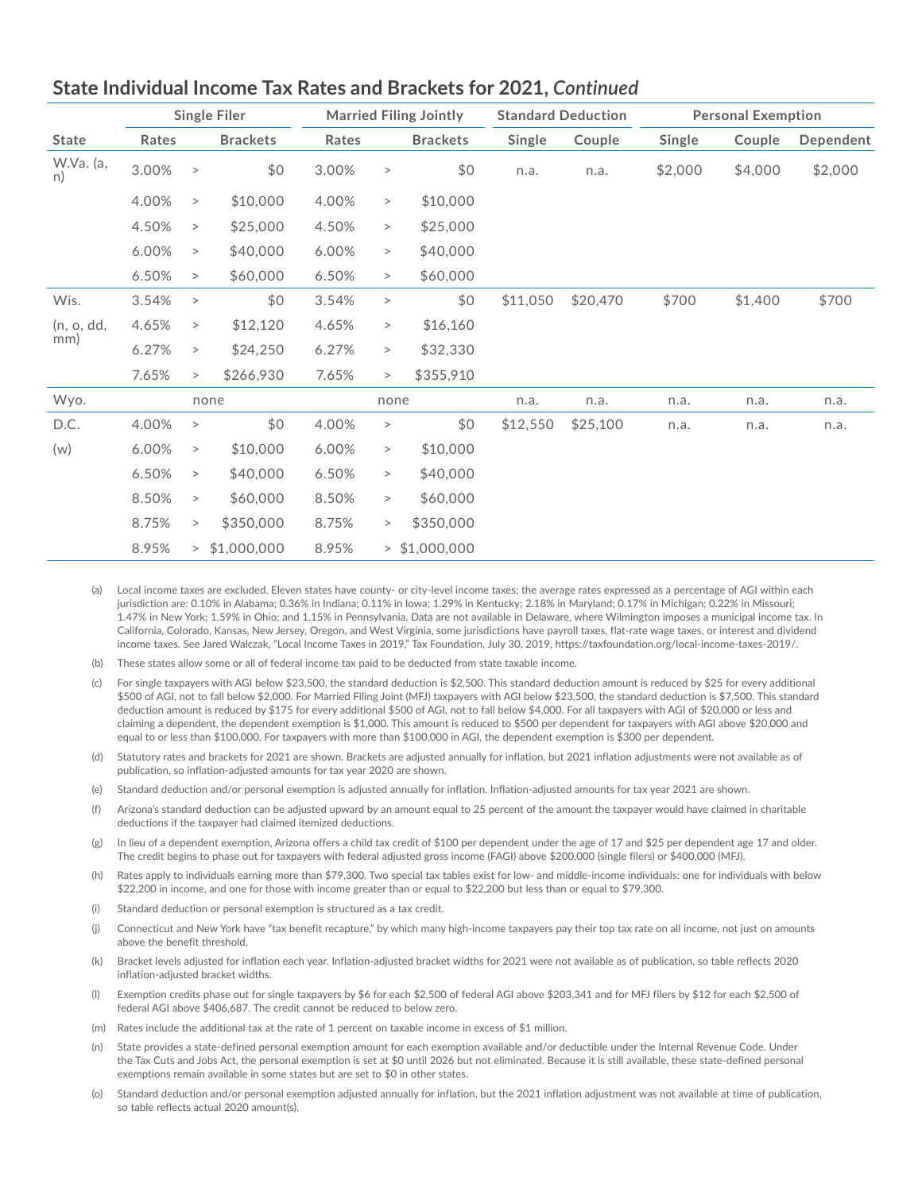## State Individual Income Tax Rates and Brackets for 2021, *Continued*

| State | Single Filer | | | Married Filing Jointly | | | Standard Deduction | | Personal Exemption | | |
|---|---|---|---|---|---|---|---|---|---|---|---|
| | Rates | | Brackets | Rates | | Brackets | Single | Couple | Single | Couple | Dependent |
| W.Va. (a, n) | 3.00% | > | $0 | 3.00% | > | $0 | n.a. | n.a. | $2,000 | $4,000 | $2,000 |
| | 4.00% | > | $10,000 | 4.00% | > | $10,000 | | | | | |
| | 4.50% | > | $25,000 | 4.50% | > | $25,000 | | | | | |
| | 6.00% | > | $40,000 | 6.00% | > | $40,000 | | | | | |
| | 6.50% | > | $60,000 | 6.50% | > | $60,000 | | | | | |
| Wis. | 3.54% | > | $0 | 3.54% | > | $0 | $11,050 | $20,470 | $700 | $1,400 | $700 |
| (n, o, dd, mm) | 4.65% | > | $12,120 | 4.65% | > | $16,160 | | | | | |
| | 6.27% | > | $24,250 | 6.27% | > | $32,330 | | | | | |
| | 7.65% | > | $266,930 | 7.65% | > | $355,910 | | | | | |
| Wyo. | | none | | | none | | n.a. | n.a. | n.a. | n.a. | n.a. |
| D.C. | 4.00% | > | $0 | 4.00% | > | $0 | $12,550 | $25,100 | n.a. | n.a. | n.a. |
| (w) | 6.00% | > | $10,000 | 6.00% | > | $10,000 | | | | | |
| | 6.50% | > | $40,000 | 6.50% | > | $40,000 | | | | | |
| | 8.50% | > | $60,000 | 8.50% | > | $60,000 | | | | | |
| | 8.75% | > | $350,000 | 8.75% | > | $350,000 | | | | | |
| | 8.95% | > | $1,000,000 | 8.95% | > | $1,000,000 | | | | | |

(a) Local income taxes are excluded. Eleven states have county- or city-level income taxes; the average rates expressed as a percentage of AGI within each jurisdiction are: 0.10% in Alabama; 0.36% in Indiana; 0.11% in Iowa; 1.29% in Kentucky; 2.18% in Maryland; 0.17% in Michigan; 0.22% in Missouri; 1.47% in New York; 1.59% in Ohio; and 1.15% in Pennsylvania. Data are not available in Delaware, where Wilmington imposes a municipal income tax. In California, Colorado, Kansas, New Jersey, Oregon, and West Virginia, some jurisdictions have payroll taxes, flat-rate wage taxes, or interest and dividend income taxes. See Jared Walczak, "Local Income Taxes in 2019," Tax Foundation, July 30, 2019, https://taxfoundation.org/local-income-taxes-2019/.

(b) These states allow some or all of federal income tax paid to be deducted from state taxable income.

(c) For single taxpayers with AGI below $23,500, the standard deduction is $2,500. This standard deduction amount is reduced by $25 for every additional $500 of AGI, not to fall below $2,000. For Married Filing Joint (MFJ) taxpayers with AGI below $23,500, the standard deduction is $7,500. This standard deduction amount is reduced by $175 for every additional $500 of AGI, not to fall below $4,000. For all taxpayers with AGI of $20,000 or less and claiming a dependent, the dependent exemption is $1,000. This amount is reduced to $500 per dependent for taxpayers with AGI above $20,000 and equal to or less than $100,000. For taxpayers with more than $100,000 in AGI, the dependent exemption is $300 per dependent.

(d) Statutory rates and brackets for 2021 are shown. Brackets are adjusted annually for inflation, but 2021 inflation adjustments were not available as of publication, so inflation-adjusted amounts for tax year 2020 are shown.

(e) Standard deduction and/or personal exemption is adjusted annually for inflation. Inflation-adjusted amounts for tax year 2021 are shown.

(f) Arizona's standard deduction can be adjusted upward by an amount equal to 25 percent of the amount the taxpayer would have claimed in charitable deductions if the taxpayer had claimed itemized deductions.

(g) In lieu of a dependent exemption, Arizona offers a child tax credit of $100 per dependent under the age of 17 and $25 per dependent age 17 and older. The credit begins to phase out for taxpayers with federal adjusted gross income (FAGI) above $200,000 (single filers) or $400,000 (MFJ).

(h) Rates apply to individuals earning more than $79,300. Two special tax tables exist for low- and middle-income individuals: one for individuals with below $22,200 in income, and one for those with income greater than or equal to $22,200 but less than or equal to $79,300.

(i) Standard deduction or personal exemption is structured as a tax credit.

(j) Connecticut and New York have "tax benefit recapture," by which many high-income taxpayers pay their top tax rate on all income, not just on amounts above the benefit threshold.

(k) Bracket levels adjusted for inflation each year. Inflation-adjusted bracket widths for 2021 were not available as of publication, so table reflects 2020 inflation-adjusted bracket widths.

(l) Exemption credits phase out for single taxpayers by $6 for each $2,500 of federal AGI above $203,341 and for MFJ filers by $12 for each $2,500 of federal AGI above $406,687. The credit cannot be reduced to below zero.

(m) Rates include the additional tax at the rate of 1 percent on taxable income in excess of $1 million.

(n) State provides a state-defined personal exemption amount for each exemption available and/or deductible under the Internal Revenue Code. Under the Tax Cuts and Jobs Act, the personal exemption is set at $0 until 2026 but not eliminated. Because it is still available, these state-defined personal exemptions remain available in some states but are set to $0 in other states.

(o) Standard deduction and/or personal exemption adjusted annually for inflation, but the 2021 inflation adjustment was not available at time of publication, so table reflects actual 2020 amount(s).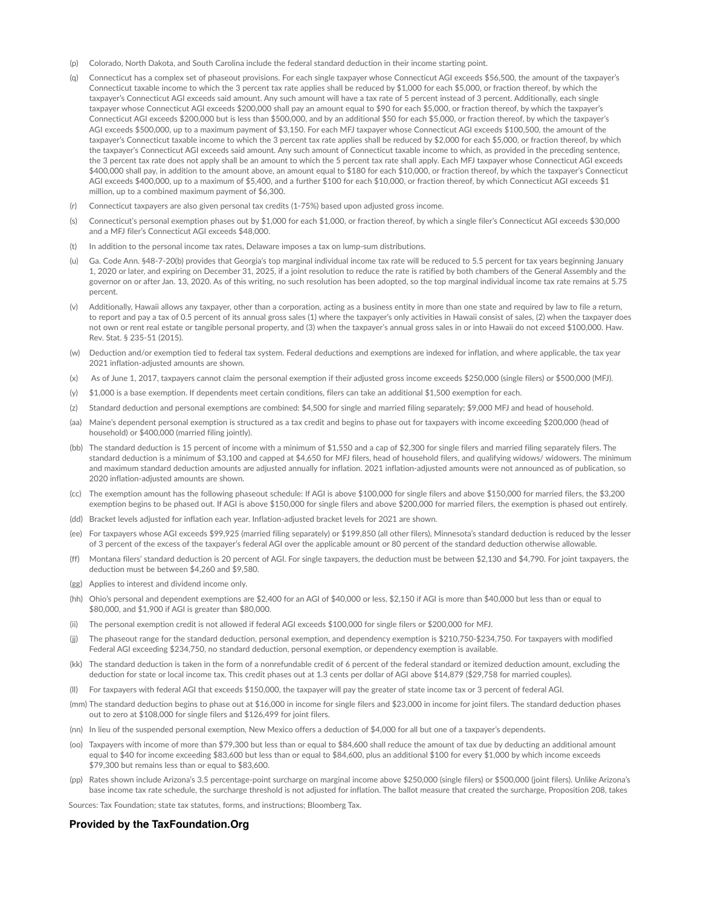(p) Colorado, North Dakota, and South Carolina include the federal standard deduction in their income starting point.

(q) Connecticut has a complex set of phaseout provisions. For each single taxpayer whose Connecticut AGI exceeds $56,500, the amount of the taxpayer's Connecticut taxable income to which the 3 percent tax rate applies shall be reduced by $1,000 for each $5,000, or fraction thereof, by which the taxpayer's Connecticut AGI exceeds said amount. Any such amount will have a tax rate of 5 percent instead of 3 percent. Additionally, each single taxpayer whose Connecticut AGI exceeds $200,000 shall pay an amount equal to $90 for each $5,000, or fraction thereof, by which the taxpayer's Connecticut AGI exceeds $200,000 but is less than $500,000, and by an additional $50 for each $5,000, or fraction thereof, by which the taxpayer's AGI exceeds $500,000, up to a maximum payment of $3,150. For each MFJ taxpayer whose Connecticut AGI exceeds $100,500, the amount of the taxpayer's Connecticut taxable income to which the 3 percent tax rate applies shall be reduced by $2,000 for each $5,000, or fraction thereof, by which the taxpayer's Connecticut AGI exceeds said amount. Any such amount of Connecticut taxable income to which, as provided in the preceding sentence, the 3 percent tax rate does not apply shall be an amount to which the 5 percent tax rate shall apply. Each MFJ taxpayer whose Connecticut AGI exceeds $400,000 shall pay, in addition to the amount above, an amount equal to $180 for each $10,000, or fraction thereof, by which the taxpayer's Connecticut AGI exceeds $400,000, up to a maximum of $5,400, and a further $100 for each $10,000, or fraction thereof, by which Connecticut AGI exceeds $1 million, up to a combined maximum payment of $6,300.

(r) Connecticut taxpayers are also given personal tax credits (1-75%) based upon adjusted gross income.

(s) Connecticut's personal exemption phases out by $1,000 for each $1,000, or fraction thereof, by which a single filer's Connecticut AGI exceeds $30,000 and a MFJ filer's Connecticut AGI exceeds $48,000.

(t) In addition to the personal income tax rates, Delaware imposes a tax on lump-sum distributions.

(u) Ga. Code Ann. §48-7-20(b) provides that Georgia's top marginal individual income tax rate will be reduced to 5.5 percent for tax years beginning January 1, 2020 or later, and expiring on December 31, 2025, if a joint resolution to reduce the rate is ratified by both chambers of the General Assembly and the governor on or after Jan. 13, 2020. As of this writing, no such resolution has been adopted, so the top marginal individual income tax rate remains at 5.75 percent.

(v) Additionally, Hawaii allows any taxpayer, other than a corporation, acting as a business entity in more than one state and required by law to file a return, to report and pay a tax of 0.5 percent of its annual gross sales (1) where the taxpayer's only activities in Hawaii consist of sales, (2) when the taxpayer does not own or rent real estate or tangible personal property, and (3) when the taxpayer's annual gross sales in or into Hawaii do not exceed $100,000. Haw. Rev. Stat. § 235-51 (2015).

(w) Deduction and/or exemption tied to federal tax system. Federal deductions and exemptions are indexed for inflation, and where applicable, the tax year 2021 inflation-adjusted amounts are shown.

(x) As of June 1, 2017, taxpayers cannot claim the personal exemption if their adjusted gross income exceeds $250,000 (single filers) or $500,000 (MFJ).

(y) $1,000 is a base exemption. If dependents meet certain conditions, filers can take an additional $1,500 exemption for each.

(z) Standard deduction and personal exemptions are combined: $4,500 for single and married filing separately; $9,000 MFJ and head of household.

(aa) Maine's dependent personal exemption is structured as a tax credit and begins to phase out for taxpayers with income exceeding $200,000 (head of household) or $400,000 (married filing jointly).

(bb) The standard deduction is 15 percent of income with a minimum of $1,550 and a cap of $2,300 for single filers and married filing separately filers. The standard deduction is a minimum of $3,100 and capped at $4,650 for MFJ filers, head of household filers, and qualifying widows/ widowers. The minimum and maximum standard deduction amounts are adjusted annually for inflation. 2021 inflation-adjusted amounts were not announced as of publication, so 2020 inflation-adjusted amounts are shown.

(cc) The exemption amount has the following phaseout schedule: If AGI is above $100,000 for single filers and above $150,000 for married filers, the $3,200 exemption begins to be phased out. If AGI is above $150,000 for single filers and above $200,000 for married filers, the exemption is phased out entirely.

(dd) Bracket levels adjusted for inflation each year. Inflation-adjusted bracket levels for 2021 are shown.

(ee) For taxpayers whose AGI exceeds $99,925 (married filing separately) or $199,850 (all other filers), Minnesota's standard deduction is reduced by the lesser of 3 percent of the excess of the taxpayer's federal AGI over the applicable amount or 80 percent of the standard deduction otherwise allowable.

(ff) Montana filers' standard deduction is 20 percent of AGI. For single taxpayers, the deduction must be between $2,130 and $4,790. For joint taxpayers, the deduction must be between $4,260 and $9,580.

(gg) Applies to interest and dividend income only.

(hh) Ohio's personal and dependent exemptions are $2,400 for an AGI of $40,000 or less, $2,150 if AGI is more than $40,000 but less than or equal to $80,000, and $1,900 if AGI is greater than $80,000.

(ii) The personal exemption credit is not allowed if federal AGI exceeds $100,000 for single filers or $200,000 for MFJ.

(jj) The phaseout range for the standard deduction, personal exemption, and dependency exemption is $210,750-$234,750. For taxpayers with modified Federal AGI exceeding $234,750, no standard deduction, personal exemption, or dependency exemption is available.

(kk) The standard deduction is taken in the form of a nonrefundable credit of 6 percent of the federal standard or itemized deduction amount, excluding the deduction for state or local income tax. This credit phases out at 1.3 cents per dollar of AGI above $14,879 ($29,758 for married couples).

(ll) For taxpayers with federal AGI that exceeds $150,000, the taxpayer will pay the greater of state income tax or 3 percent of federal AGI.

(mm) The standard deduction begins to phase out at $16,000 in income for single filers and $23,000 in income for joint filers. The standard deduction phases out to zero at $108,000 for single filers and $126,499 for joint filers.

(nn) In lieu of the suspended personal exemption, New Mexico offers a deduction of $4,000 for all but one of a taxpayer's dependents.

(oo) Taxpayers with income of more than $79,300 but less than or equal to $84,600 shall reduce the amount of tax due by deducting an additional amount equal to $40 for income exceeding $83,600 but less than or equal to $84,600, plus an additional $100 for every $1,000 by which income exceeds $79,300 but remains less than or equal to $83,600.

(pp) Rates shown include Arizona's 3.5 percentage-point surcharge on marginal income above $250,000 (single filers) or $500,000 (joint filers). Unlike Arizona's base income tax rate schedule, the surcharge threshold is not adjusted for inflation. The ballot measure that created the surcharge, Proposition 208, takes

Sources: Tax Foundation; state tax statutes, forms, and instructions; Bloomberg Tax.

**Provided by the TaxFoundation.Org**